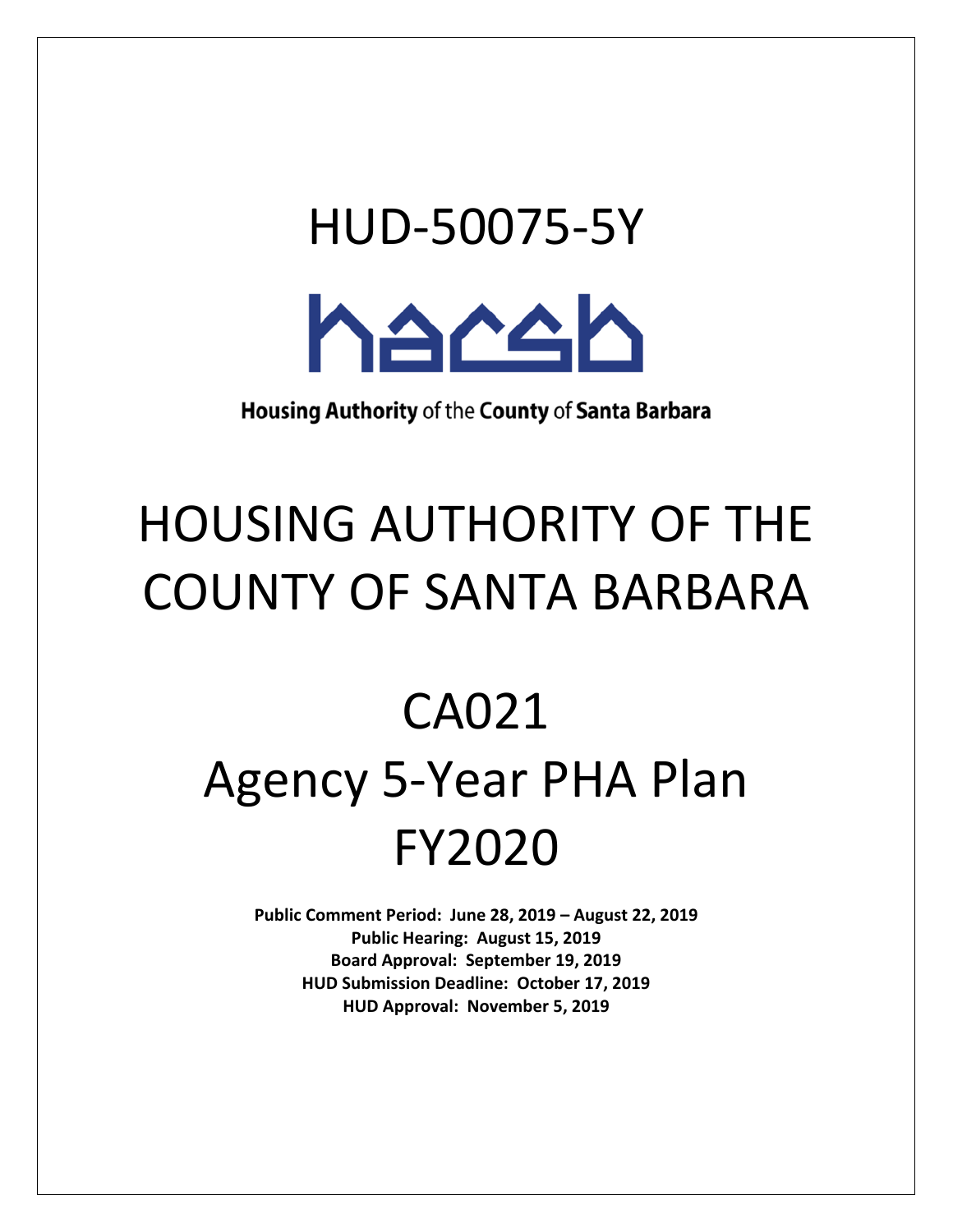# HUD-50075-5Y

hacsb

**Housing Authority** of the **County** of **Santa Barbara**

# HOUSING AUTHORITY OF THE COUNTY OF SANTA BARBARA

# CA021
# Agency 5-Year PHA Plan
# FY2020

**Public Comment Period: June 28, 2019 – August 22, 2019**
**Public Hearing: August 15, 2019**
**Board Approval: September 19, 2019**
**HUD Submission Deadline: October 17, 2019**
**HUD Approval: November 5, 2019**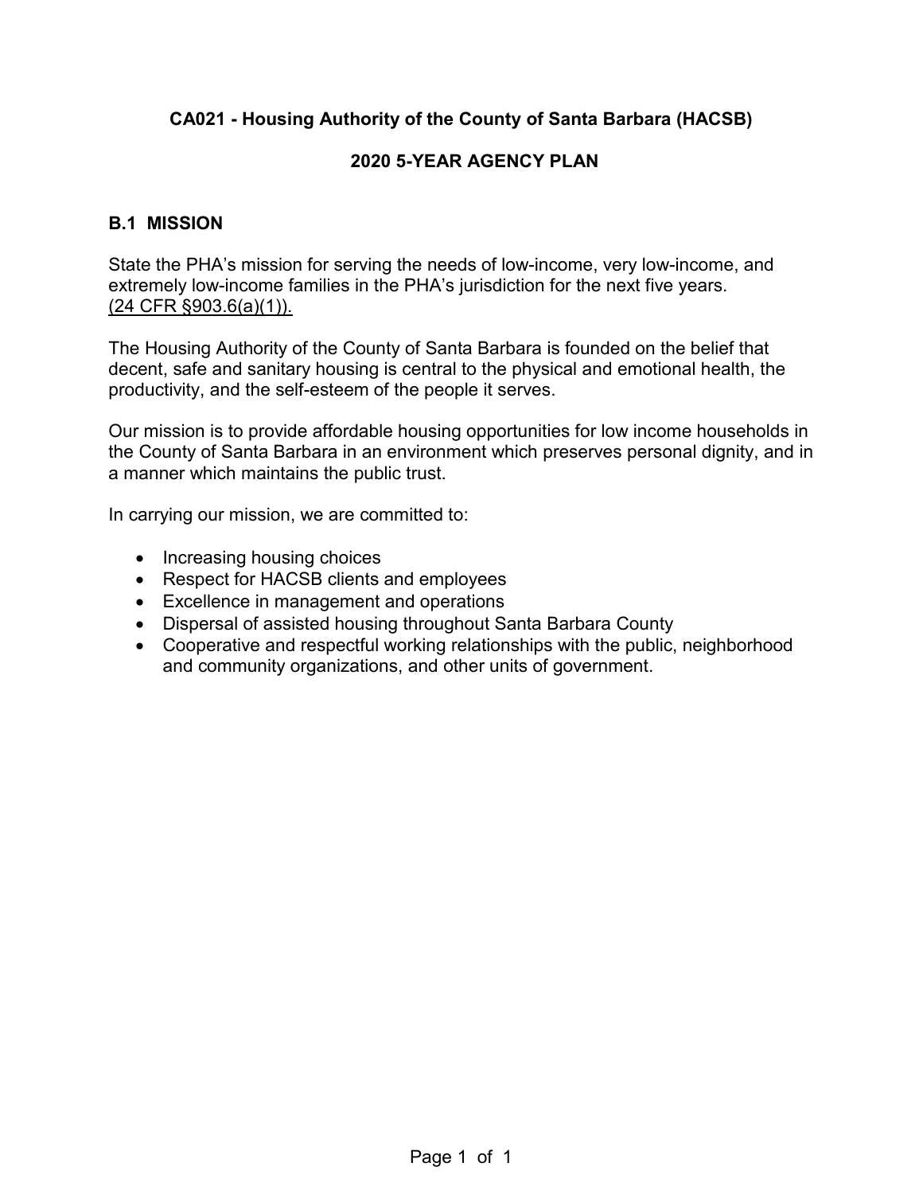**CA021 - Housing Authority of the County of Santa Barbara (HACSB)**

**2020 5-YEAR AGENCY PLAN**

## B.1 MISSION

State the PHA's mission for serving the needs of low-income, very low-income, and extremely low-income families in the PHA's jurisdiction for the next five years. (24 CFR §903.6(a)(1)).

The Housing Authority of the County of Santa Barbara is founded on the belief that decent, safe and sanitary housing is central to the physical and emotional health, the productivity, and the self-esteem of the people it serves.

Our mission is to provide affordable housing opportunities for low income households in the County of Santa Barbara in an environment which preserves personal dignity, and in a manner which maintains the public trust.

In carrying our mission, we are committed to:

- Increasing housing choices
- Respect for HACSB clients and employees
- Excellence in management and operations
- Dispersal of assisted housing throughout Santa Barbara County
- Cooperative and respectful working relationships with the public, neighborhood and community organizations, and other units of government.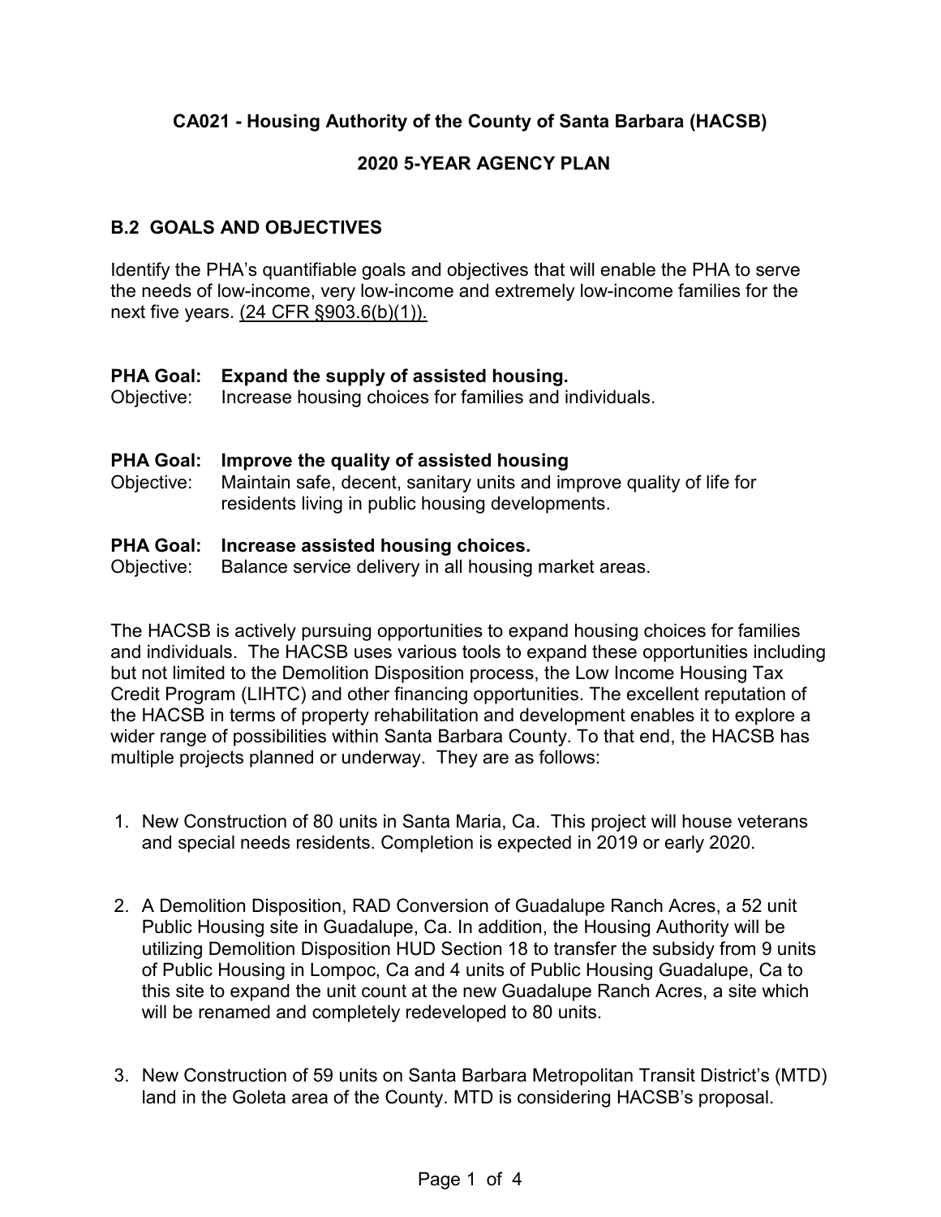**CA021 - Housing Authority of the County of Santa Barbara (HACSB)**

**2020 5-YEAR AGENCY PLAN**

## B.2 GOALS AND OBJECTIVES

Identify the PHA's quantifiable goals and objectives that will enable the PHA to serve the needs of low-income, very low-income and extremely low-income families for the next five years. (24 CFR §903.6(b)(1)).

**PHA Goal: Expand the supply of assisted housing.**
Objective: Increase housing choices for families and individuals.

**PHA Goal: Improve the quality of assisted housing**
Objective: Maintain safe, decent, sanitary units and improve quality of life for residents living in public housing developments.

**PHA Goal: Increase assisted housing choices.**
Objective: Balance service delivery in all housing market areas.

The HACSB is actively pursuing opportunities to expand housing choices for families and individuals. The HACSB uses various tools to expand these opportunities including but not limited to the Demolition Disposition process, the Low Income Housing Tax Credit Program (LIHTC) and other financing opportunities. The excellent reputation of the HACSB in terms of property rehabilitation and development enables it to explore a wider range of possibilities within Santa Barbara County. To that end, the HACSB has multiple projects planned or underway. They are as follows:

1. New Construction of 80 units in Santa Maria, Ca. This project will house veterans and special needs residents. Completion is expected in 2019 or early 2020.

2. A Demolition Disposition, RAD Conversion of Guadalupe Ranch Acres, a 52 unit Public Housing site in Guadalupe, Ca. In addition, the Housing Authority will be utilizing Demolition Disposition HUD Section 18 to transfer the subsidy from 9 units of Public Housing in Lompoc, Ca and 4 units of Public Housing Guadalupe, Ca to this site to expand the unit count at the new Guadalupe Ranch Acres, a site which will be renamed and completely redeveloped to 80 units.

3. New Construction of 59 units on Santa Barbara Metropolitan Transit District's (MTD) land in the Goleta area of the County. MTD is considering HACSB's proposal.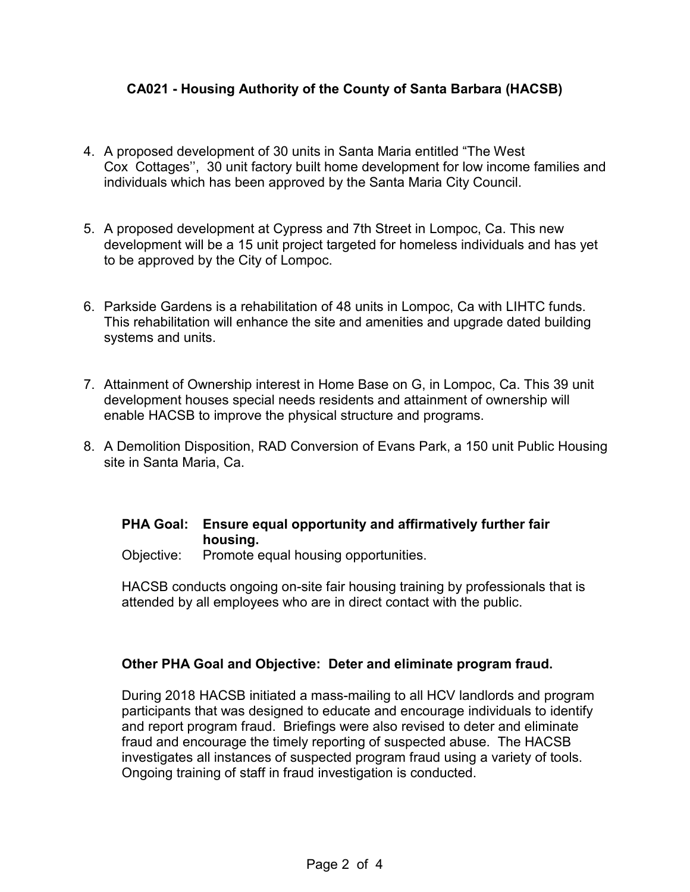**CA021 - Housing Authority of the County of Santa Barbara (HACSB)**

4. A proposed development of 30 units in Santa Maria entitled "The West Cox Cottages'', 30 unit factory built home development for low income families and individuals which has been approved by the Santa Maria City Council.

5. A proposed development at Cypress and 7th Street in Lompoc, Ca. This new development will be a 15 unit project targeted for homeless individuals and has yet to be approved by the City of Lompoc.

6. Parkside Gardens is a rehabilitation of 48 units in Lompoc, Ca with LIHTC funds. This rehabilitation will enhance the site and amenities and upgrade dated building systems and units.

7. Attainment of Ownership interest in Home Base on G, in Lompoc, Ca. This 39 unit development houses special needs residents and attainment of ownership will enable HACSB to improve the physical structure and programs.

8. A Demolition Disposition, RAD Conversion of Evans Park, a 150 unit Public Housing site in Santa Maria, Ca.

**PHA Goal: Ensure equal opportunity and affirmatively further fair housing.**
Objective: Promote equal housing opportunities.

HACSB conducts ongoing on-site fair housing training by professionals that is attended by all employees who are in direct contact with the public.

**Other PHA Goal and Objective: Deter and eliminate program fraud.**

During 2018 HACSB initiated a mass-mailing to all HCV landlords and program participants that was designed to educate and encourage individuals to identify and report program fraud. Briefings were also revised to deter and eliminate fraud and encourage the timely reporting of suspected abuse. The HACSB investigates all instances of suspected program fraud using a variety of tools. Ongoing training of staff in fraud investigation is conducted.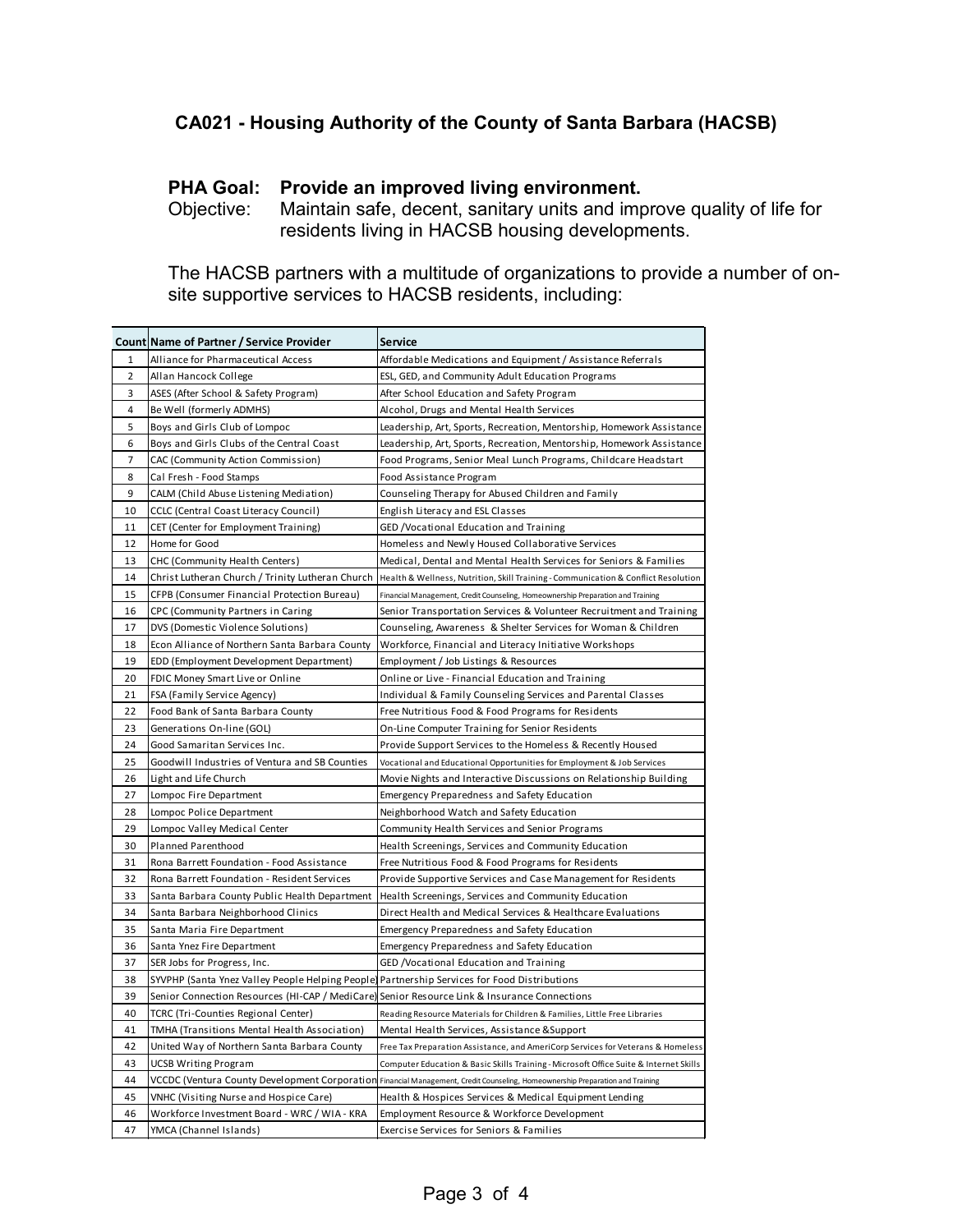## CA021 - Housing Authority of the County of Santa Barbara (HACSB)

**PHA Goal: Provide an improved living environment.**

Objective: Maintain safe, decent, sanitary units and improve quality of life for residents living in HACSB housing developments.

The HACSB partners with a multitude of organizations to provide a number of on-site supportive services to HACSB residents, including:

| Count | Name of Partner / Service Provider | Service |
|---|---|---|
| 1 | Alliance for Pharmaceutical Access | Affordable Medications and Equipment / Assistance Referrals |
| 2 | Allan Hancock College | ESL, GED, and Community Adult Education Programs |
| 3 | ASES (After School & Safety Program) | After School Education and Safety Program |
| 4 | Be Well (formerly ADMHS) | Alcohol, Drugs and Mental Health Services |
| 5 | Boys and Girls Club of Lompoc | Leadership, Art, Sports, Recreation, Mentorship, Homework Assistance |
| 6 | Boys and Girls Clubs of the Central Coast | Leadership, Art, Sports, Recreation, Mentorship, Homework Assistance |
| 7 | CAC (Community Action Commission) | Food Programs, Senior Meal Lunch Programs, Childcare Headstart |
| 8 | Cal Fresh - Food Stamps | Food Assistance Program |
| 9 | CALM (Child Abuse Listening Mediation) | Counseling Therapy for Abused Children and Family |
| 10 | CCLC (Central Coast Literacy Council) | English Literacy and ESL Classes |
| 11 | CET (Center for Employment Training) | GED /Vocational Education and Training |
| 12 | Home for Good | Homeless and Newly Housed Collaborative Services |
| 13 | CHC (Community Health Centers) | Medical, Dental and Mental Health Services for Seniors & Families |
| 14 | Christ Lutheran Church / Trinity Lutheran Church | Health & Wellness, Nutrition, Skill Training - Communication & Conflict Resolution |
| 15 | CFPB (Consumer Financial Protection Bureau) | Financial Management, Credit Counseling, Homeownership Preparation and Training |
| 16 | CPC (Community Partners in Caring | Senior Transportation Services & Volunteer Recruitment and Training |
| 17 | DVS (Domestic Violence Solutions) | Counseling, Awareness & Shelter Services for Woman & Children |
| 18 | Econ Alliance of Northern Santa Barbara County | Workforce, Financial and Literacy Initiative Workshops |
| 19 | EDD (Employment Development Department) | Employment / Job Listings & Resources |
| 20 | FDIC Money Smart Live or Online | Online or Live - Financial Education and Training |
| 21 | FSA (Family Service Agency) | Individual & Family Counseling Services and Parental Classes |
| 22 | Food Bank of Santa Barbara County | Free Nutritious Food & Food Programs for Residents |
| 23 | Generations On-line (GOL) | On-Line Computer Training for Senior Residents |
| 24 | Good Samaritan Services Inc. | Provide Support Services to the Homeless & Recently Housed |
| 25 | Goodwill Industries of Ventura and SB Counties | Vocational and Educational Opportunities for Employment & Job Services |
| 26 | Light and Life Church | Movie Nights and Interactive Discussions on Relationship Building |
| 27 | Lompoc Fire Department | Emergency Preparedness and Safety Education |
| 28 | Lompoc Police Department | Neighborhood Watch and Safety Education |
| 29 | Lompoc Valley Medical Center | Community Health Services and Senior Programs |
| 30 | Planned Parenthood | Health Screenings, Services and Community Education |
| 31 | Rona Barrett Foundation - Food Assistance | Free Nutritious Food & Food Programs for Residents |
| 32 | Rona Barrett Foundation - Resident Services | Provide Supportive Services and Case Management for Residents |
| 33 | Santa Barbara County Public Health Department | Health Screenings, Services and Community Education |
| 34 | Santa Barbara Neighborhood Clinics | Direct Health and Medical Services & Healthcare Evaluations |
| 35 | Santa Maria Fire Department | Emergency Preparedness and Safety Education |
| 36 | Santa Ynez Fire Department | Emergency Preparedness and Safety Education |
| 37 | SER Jobs for Progress, Inc. | GED /Vocational Education and Training |
| 38 | SYVPHP (Santa Ynez Valley People Helping People) | Partnership Services for Food Distributions |
| 39 | Senior Connection Resources (HI-CAP / MediCare) | Senior Resource Link & Insurance Connections |
| 40 | TCRC (Tri-Counties Regional Center) | Reading Resource Materials for Children & Families, Little Free Libraries |
| 41 | TMHA (Transitions Mental Health Association) | Mental Health Services, Assistance &Support |
| 42 | United Way of Northern Santa Barbara County | Free Tax Preparation Assistance, and AmeriCorp Services for Veterans & Homeless |
| 43 | UCSB Writing Program | Computer Education & Basic Skills Training - Microsoft Office Suite & Internet Skills |
| 44 | VCCDC (Ventura County Development Corporation | Financial Management, Credit Counseling, Homeownership Preparation and Training |
| 45 | VNHC (Visiting Nurse and Hospice Care) | Health & Hospices Services & Medical Equipment Lending |
| 46 | Workforce Investment Board - WRC / WIA - KRA | Employment Resource & Workforce Development |
| 47 | YMCA (Channel Islands) | Exercise Services for Seniors & Families |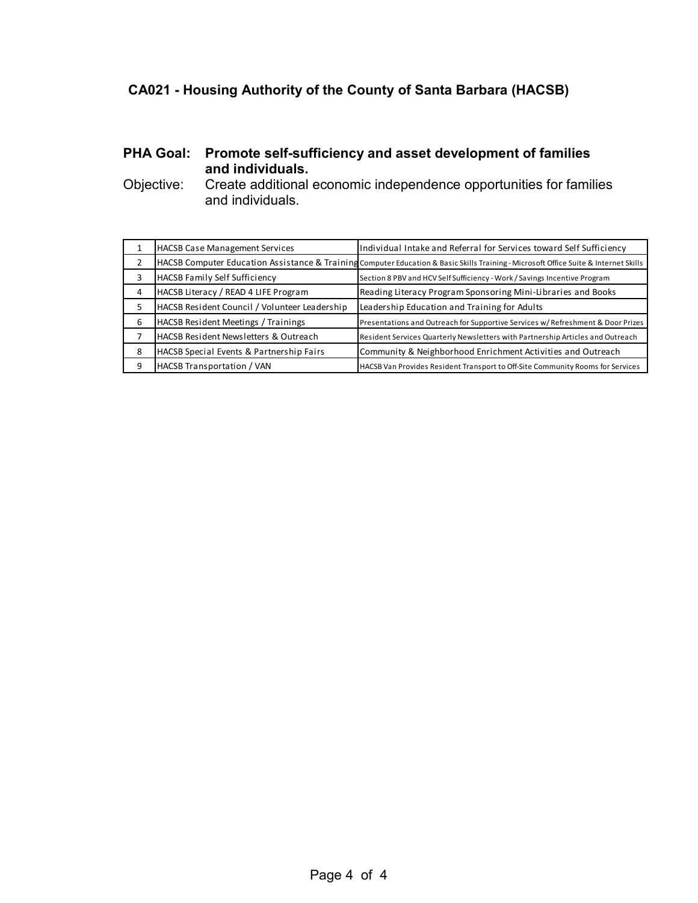## CA021 - Housing Authority of the County of Santa Barbara (HACSB)

**PHA Goal: Promote self-sufficiency and asset development of families and individuals.**

Objective: Create additional economic independence opportunities for families and individuals.

| | | |
|---|---|---|
| 1 | HACSB Case Management Services | Individual Intake and Referral for Services toward Self Sufficiency |
| 2 | HACSB Computer Education Assistance & Training | Computer Education & Basic Skills Training - Microsoft Office Suite & Internet Skills |
| 3 | HACSB Family Self Sufficiency | Section 8 PBV and HCV Self Sufficiency - Work / Savings Incentive Program |
| 4 | HACSB Literacy / READ 4 LIFE Program | Reading Literacy Program Sponsoring Mini-Libraries and Books |
| 5 | HACSB Resident Council / Volunteer Leadership | Leadership Education and Training for Adults |
| 6 | HACSB Resident Meetings / Trainings | Presentations and Outreach for Supportive Services w/ Refreshment & Door Prizes |
| 7 | HACSB Resident Newsletters & Outreach | Resident Services Quarterly Newsletters with Partnership Articles and Outreach |
| 8 | HACSB Special Events & Partnership Fairs | Community & Neighborhood Enrichment Activities and Outreach |
| 9 | HACSB Transportation / VAN | HACSB Van Provides Resident Transport to Off-Site Community Rooms for Services |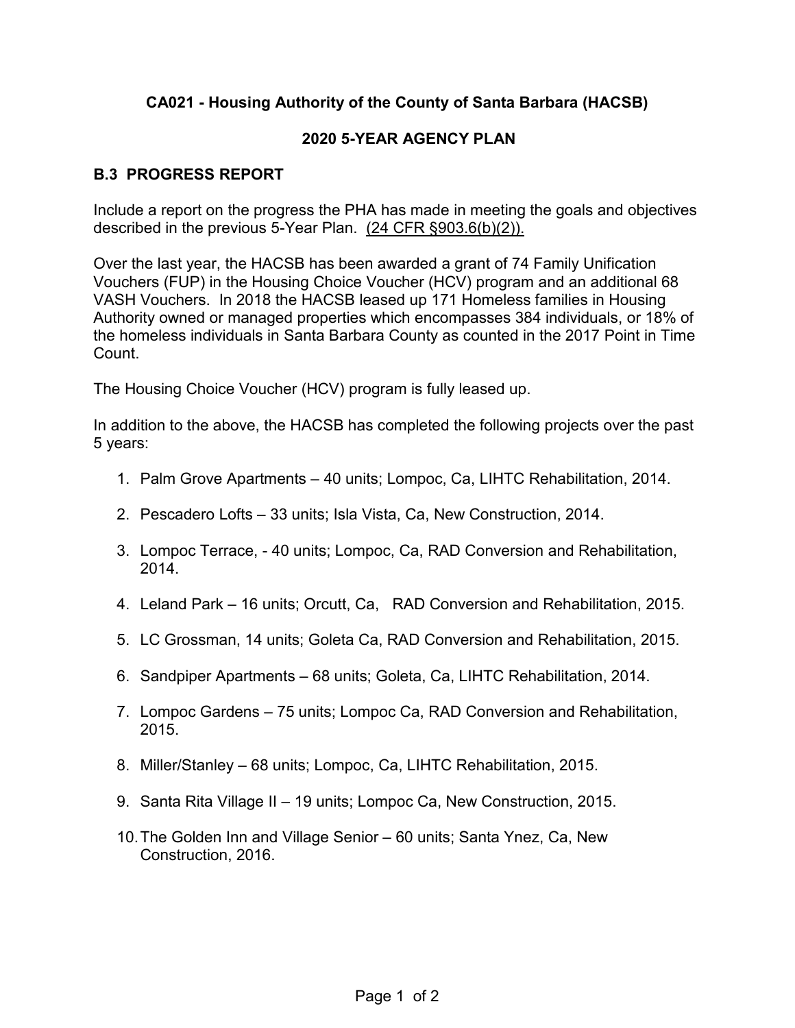**CA021 - Housing Authority of the County of Santa Barbara (HACSB)**

**2020 5-YEAR AGENCY PLAN**

## B.3 PROGRESS REPORT

Include a report on the progress the PHA has made in meeting the goals and objectives described in the previous 5-Year Plan. (24 CFR §903.6(b)(2)).

Over the last year, the HACSB has been awarded a grant of 74 Family Unification Vouchers (FUP) in the Housing Choice Voucher (HCV) program and an additional 68 VASH Vouchers. In 2018 the HACSB leased up 171 Homeless families in Housing Authority owned or managed properties which encompasses 384 individuals, or 18% of the homeless individuals in Santa Barbara County as counted in the 2017 Point in Time Count.

The Housing Choice Voucher (HCV) program is fully leased up.

In addition to the above, the HACSB has completed the following projects over the past 5 years:

1. Palm Grove Apartments – 40 units; Lompoc, Ca, LIHTC Rehabilitation, 2014.
2. Pescadero Lofts – 33 units; Isla Vista, Ca, New Construction, 2014.
3. Lompoc Terrace, - 40 units; Lompoc, Ca, RAD Conversion and Rehabilitation, 2014.
4. Leland Park – 16 units; Orcutt, Ca, RAD Conversion and Rehabilitation, 2015.
5. LC Grossman, 14 units; Goleta Ca, RAD Conversion and Rehabilitation, 2015.
6. Sandpiper Apartments – 68 units; Goleta, Ca, LIHTC Rehabilitation, 2014.
7. Lompoc Gardens – 75 units; Lompoc Ca, RAD Conversion and Rehabilitation, 2015.
8. Miller/Stanley – 68 units; Lompoc, Ca, LIHTC Rehabilitation, 2015.
9. Santa Rita Village II – 19 units; Lompoc Ca, New Construction, 2015.
10. The Golden Inn and Village Senior – 60 units; Santa Ynez, Ca, New Construction, 2016.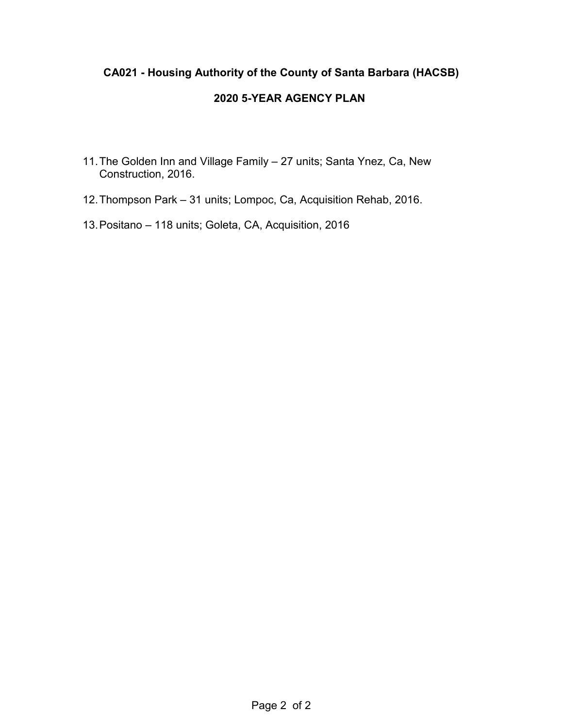**CA021 - Housing Authority of the County of Santa Barbara (HACSB)**

**2020 5-YEAR AGENCY PLAN**

11. The Golden Inn and Village Family – 27 units; Santa Ynez, Ca, New Construction, 2016.
12. Thompson Park – 31 units; Lompoc, Ca, Acquisition Rehab, 2016.
13. Positano – 118 units; Goleta, CA, Acquisition, 2016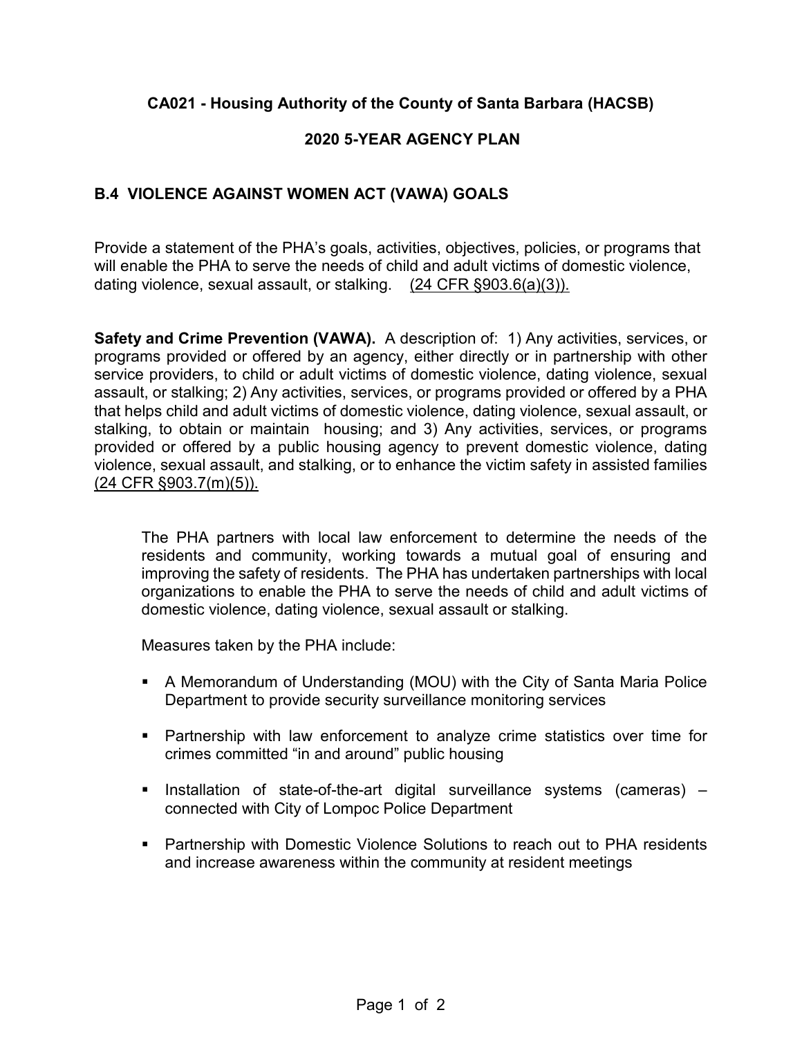**CA021 - Housing Authority of the County of Santa Barbara (HACSB)**

**2020 5-YEAR AGENCY PLAN**

## B.4 VIOLENCE AGAINST WOMEN ACT (VAWA) GOALS

Provide a statement of the PHA's goals, activities, objectives, policies, or programs that will enable the PHA to serve the needs of child and adult victims of domestic violence, dating violence, sexual assault, or stalking. (24 CFR §903.6(a)(3)).

**Safety and Crime Prevention (VAWA).** A description of: 1) Any activities, services, or programs provided or offered by an agency, either directly or in partnership with other service providers, to child or adult victims of domestic violence, dating violence, sexual assault, or stalking; 2) Any activities, services, or programs provided or offered by a PHA that helps child and adult victims of domestic violence, dating violence, sexual assault, or stalking, to obtain or maintain housing; and 3) Any activities, services, or programs provided or offered by a public housing agency to prevent domestic violence, dating violence, sexual assault, and stalking, or to enhance the victim safety in assisted families (24 CFR §903.7(m)(5)).

The PHA partners with local law enforcement to determine the needs of the residents and community, working towards a mutual goal of ensuring and improving the safety of residents. The PHA has undertaken partnerships with local organizations to enable the PHA to serve the needs of child and adult victims of domestic violence, dating violence, sexual assault or stalking.

Measures taken by the PHA include:

- A Memorandum of Understanding (MOU) with the City of Santa Maria Police Department to provide security surveillance monitoring services
- Partnership with law enforcement to analyze crime statistics over time for crimes committed "in and around" public housing
- Installation of state-of-the-art digital surveillance systems (cameras) – connected with City of Lompoc Police Department
- Partnership with Domestic Violence Solutions to reach out to PHA residents and increase awareness within the community at resident meetings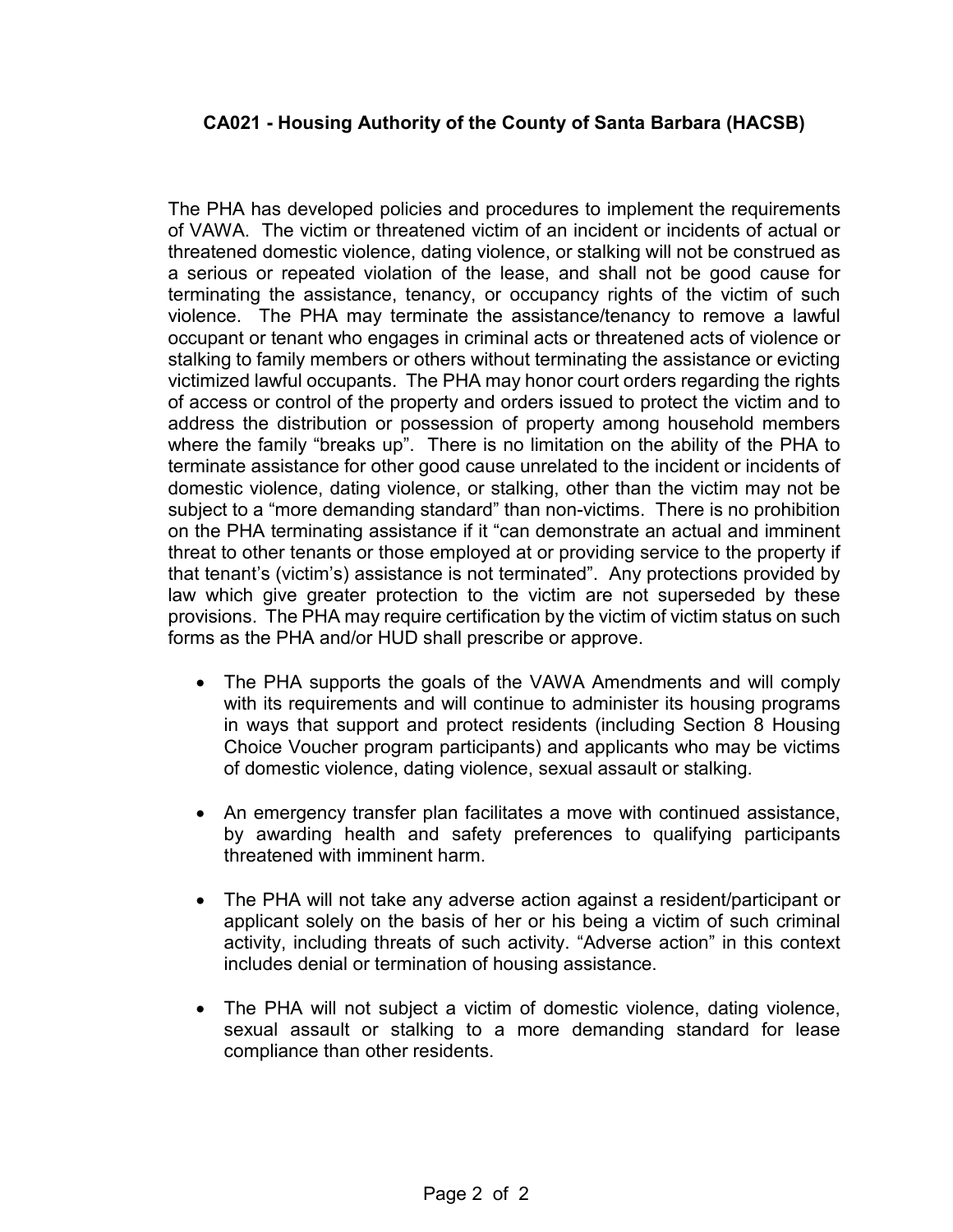**CA021 - Housing Authority of the County of Santa Barbara (HACSB)**

The PHA has developed policies and procedures to implement the requirements of VAWA. The victim or threatened victim of an incident or incidents of actual or threatened domestic violence, dating violence, or stalking will not be construed as a serious or repeated violation of the lease, and shall not be good cause for terminating the assistance, tenancy, or occupancy rights of the victim of such violence. The PHA may terminate the assistance/tenancy to remove a lawful occupant or tenant who engages in criminal acts or threatened acts of violence or stalking to family members or others without terminating the assistance or evicting victimized lawful occupants. The PHA may honor court orders regarding the rights of access or control of the property and orders issued to protect the victim and to address the distribution or possession of property among household members where the family "breaks up". There is no limitation on the ability of the PHA to terminate assistance for other good cause unrelated to the incident or incidents of domestic violence, dating violence, or stalking, other than the victim may not be subject to a "more demanding standard" than non-victims. There is no prohibition on the PHA terminating assistance if it "can demonstrate an actual and imminent threat to other tenants or those employed at or providing service to the property if that tenant's (victim's) assistance is not terminated". Any protections provided by law which give greater protection to the victim are not superseded by these provisions. The PHA may require certification by the victim of victim status on such forms as the PHA and/or HUD shall prescribe or approve.

- The PHA supports the goals of the VAWA Amendments and will comply with its requirements and will continue to administer its housing programs in ways that support and protect residents (including Section 8 Housing Choice Voucher program participants) and applicants who may be victims of domestic violence, dating violence, sexual assault or stalking.

- An emergency transfer plan facilitates a move with continued assistance, by awarding health and safety preferences to qualifying participants threatened with imminent harm.

- The PHA will not take any adverse action against a resident/participant or applicant solely on the basis of her or his being a victim of such criminal activity, including threats of such activity. "Adverse action" in this context includes denial or termination of housing assistance.

- The PHA will not subject a victim of domestic violence, dating violence, sexual assault or stalking to a more demanding standard for lease compliance than other residents.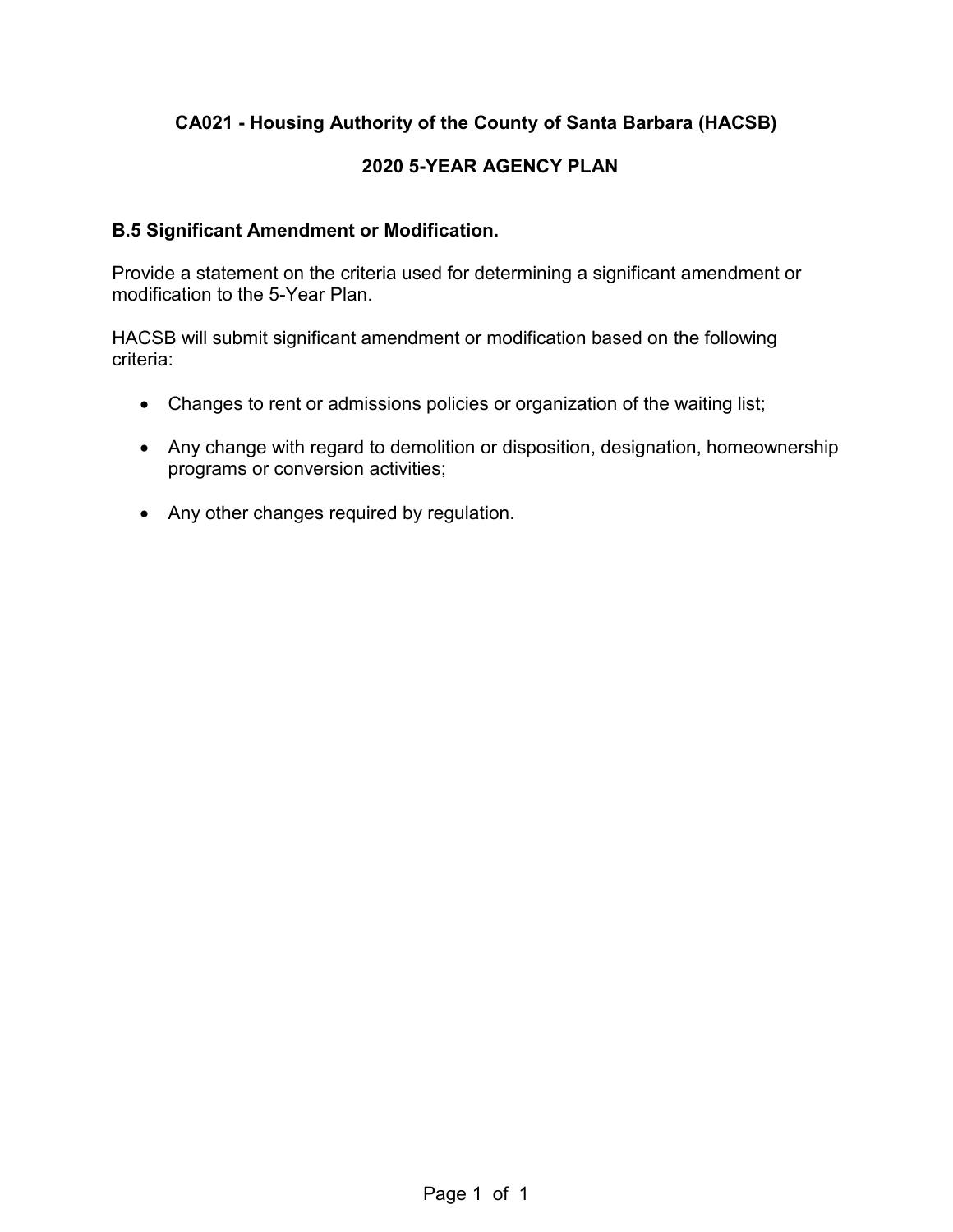**CA021 - Housing Authority of the County of Santa Barbara (HACSB)**

**2020 5-YEAR AGENCY PLAN**

**B.5 Significant Amendment or Modification.**

Provide a statement on the criteria used for determining a significant amendment or modification to the 5-Year Plan.

HACSB will submit significant amendment or modification based on the following criteria:

- Changes to rent or admissions policies or organization of the waiting list;
- Any change with regard to demolition or disposition, designation, homeownership programs or conversion activities;
- Any other changes required by regulation.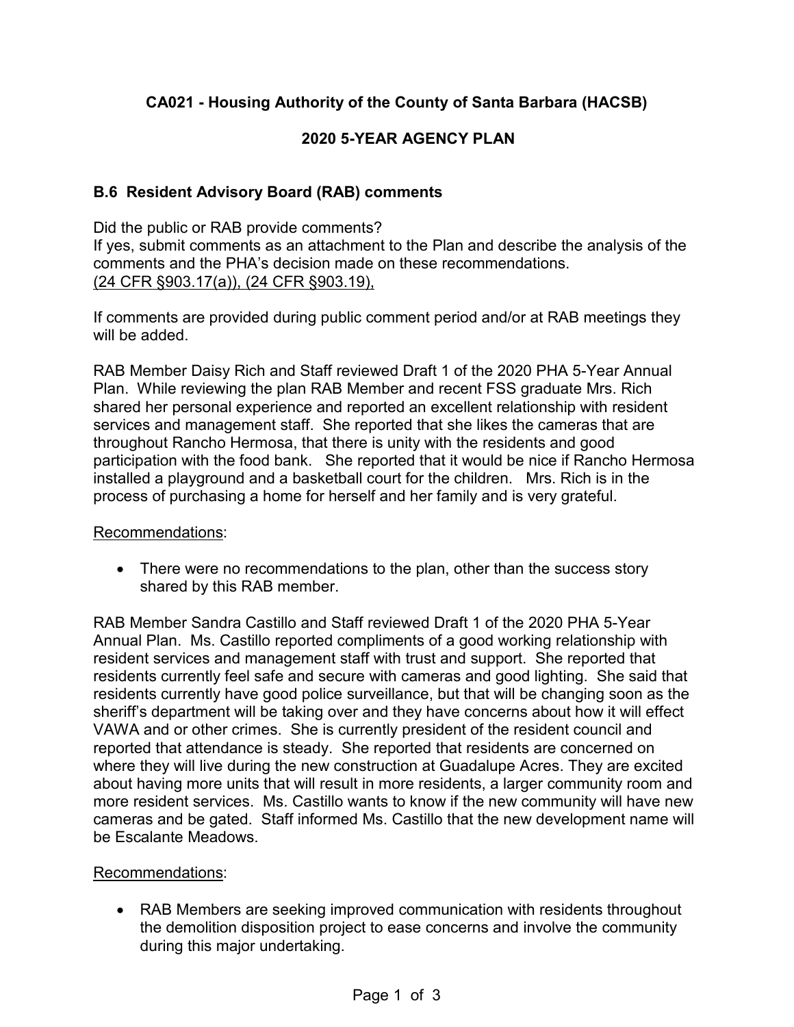**CA021 - Housing Authority of the County of Santa Barbara (HACSB)**

**2020 5-YEAR AGENCY PLAN**

### B.6 Resident Advisory Board (RAB) comments

Did the public or RAB provide comments?
If yes, submit comments as an attachment to the Plan and describe the analysis of the comments and the PHA's decision made on these recommendations.
(24 CFR §903.17(a)), (24 CFR §903.19),

If comments are provided during public comment period and/or at RAB meetings they will be added.

RAB Member Daisy Rich and Staff reviewed Draft 1 of the 2020 PHA 5-Year Annual Plan. While reviewing the plan RAB Member and recent FSS graduate Mrs. Rich shared her personal experience and reported an excellent relationship with resident services and management staff. She reported that she likes the cameras that are throughout Rancho Hermosa, that there is unity with the residents and good participation with the food bank. She reported that it would be nice if Rancho Hermosa installed a playground and a basketball court for the children. Mrs. Rich is in the process of purchasing a home for herself and her family and is very grateful.

Recommendations:

- There were no recommendations to the plan, other than the success story shared by this RAB member.

RAB Member Sandra Castillo and Staff reviewed Draft 1 of the 2020 PHA 5-Year Annual Plan. Ms. Castillo reported compliments of a good working relationship with resident services and management staff with trust and support. She reported that residents currently feel safe and secure with cameras and good lighting. She said that residents currently have good police surveillance, but that will be changing soon as the sheriff's department will be taking over and they have concerns about how it will effect VAWA and or other crimes. She is currently president of the resident council and reported that attendance is steady. She reported that residents are concerned on where they will live during the new construction at Guadalupe Acres. They are excited about having more units that will result in more residents, a larger community room and more resident services. Ms. Castillo wants to know if the new community will have new cameras and be gated. Staff informed Ms. Castillo that the new development name will be Escalante Meadows.

Recommendations:

- RAB Members are seeking improved communication with residents throughout the demolition disposition project to ease concerns and involve the community during this major undertaking.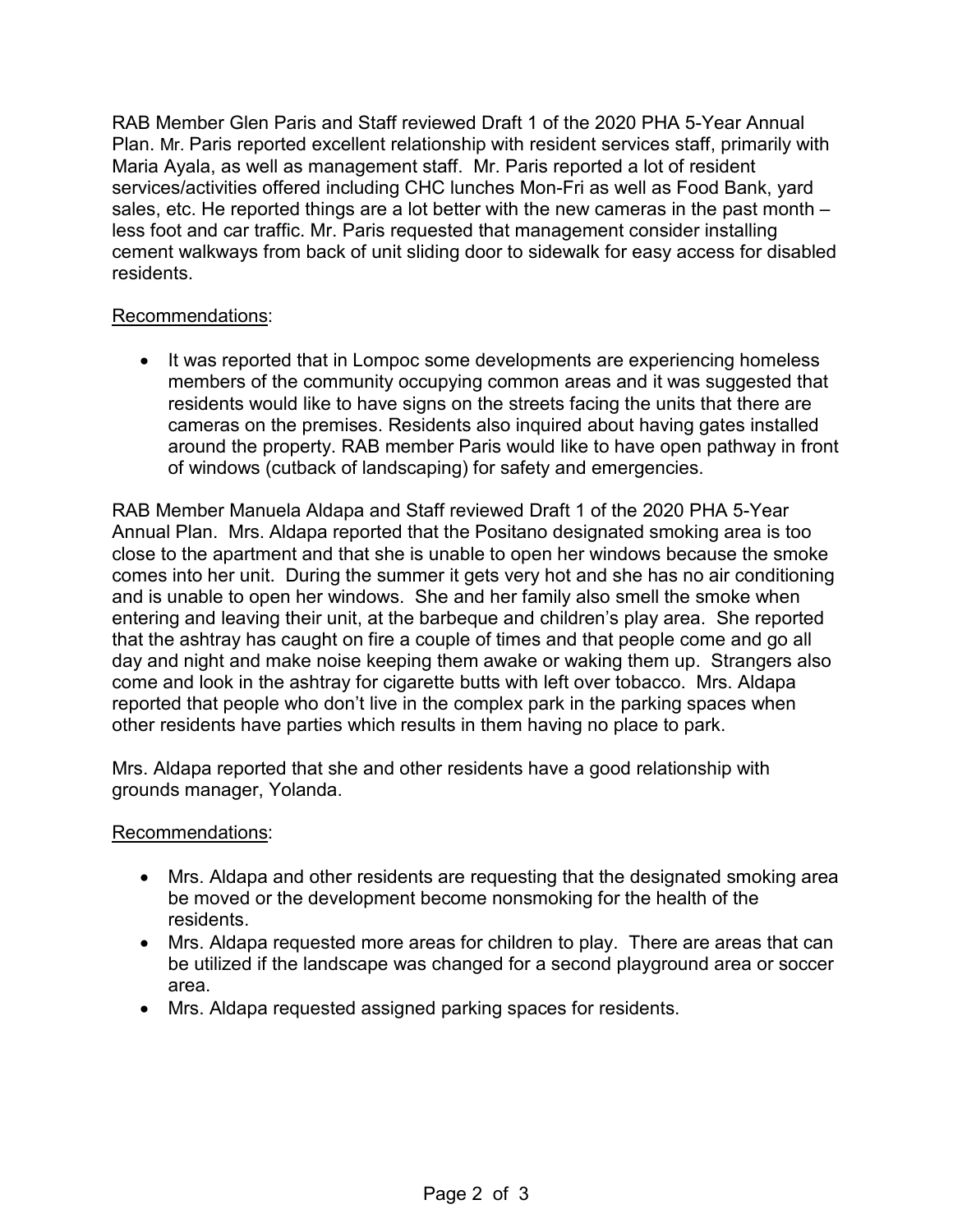RAB Member Glen Paris and Staff reviewed Draft 1 of the 2020 PHA 5-Year Annual Plan. Mr. Paris reported excellent relationship with resident services staff, primarily with Maria Ayala, as well as management staff. Mr. Paris reported a lot of resident services/activities offered including CHC lunches Mon-Fri as well as Food Bank, yard sales, etc. He reported things are a lot better with the new cameras in the past month – less foot and car traffic. Mr. Paris requested that management consider installing cement walkways from back of unit sliding door to sidewalk for easy access for disabled residents.

Recommendations:

- It was reported that in Lompoc some developments are experiencing homeless members of the community occupying common areas and it was suggested that residents would like to have signs on the streets facing the units that there are cameras on the premises. Residents also inquired about having gates installed around the property. RAB member Paris would like to have open pathway in front of windows (cutback of landscaping) for safety and emergencies.

RAB Member Manuela Aldapa and Staff reviewed Draft 1 of the 2020 PHA 5-Year Annual Plan. Mrs. Aldapa reported that the Positano designated smoking area is too close to the apartment and that she is unable to open her windows because the smoke comes into her unit. During the summer it gets very hot and she has no air conditioning and is unable to open her windows. She and her family also smell the smoke when entering and leaving their unit, at the barbeque and children's play area. She reported that the ashtray has caught on fire a couple of times and that people come and go all day and night and make noise keeping them awake or waking them up. Strangers also come and look in the ashtray for cigarette butts with left over tobacco. Mrs. Aldapa reported that people who don't live in the complex park in the parking spaces when other residents have parties which results in them having no place to park.

Mrs. Aldapa reported that she and other residents have a good relationship with grounds manager, Yolanda.

Recommendations:

- Mrs. Aldapa and other residents are requesting that the designated smoking area be moved or the development become nonsmoking for the health of the residents.
- Mrs. Aldapa requested more areas for children to play. There are areas that can be utilized if the landscape was changed for a second playground area or soccer area.
- Mrs. Aldapa requested assigned parking spaces for residents.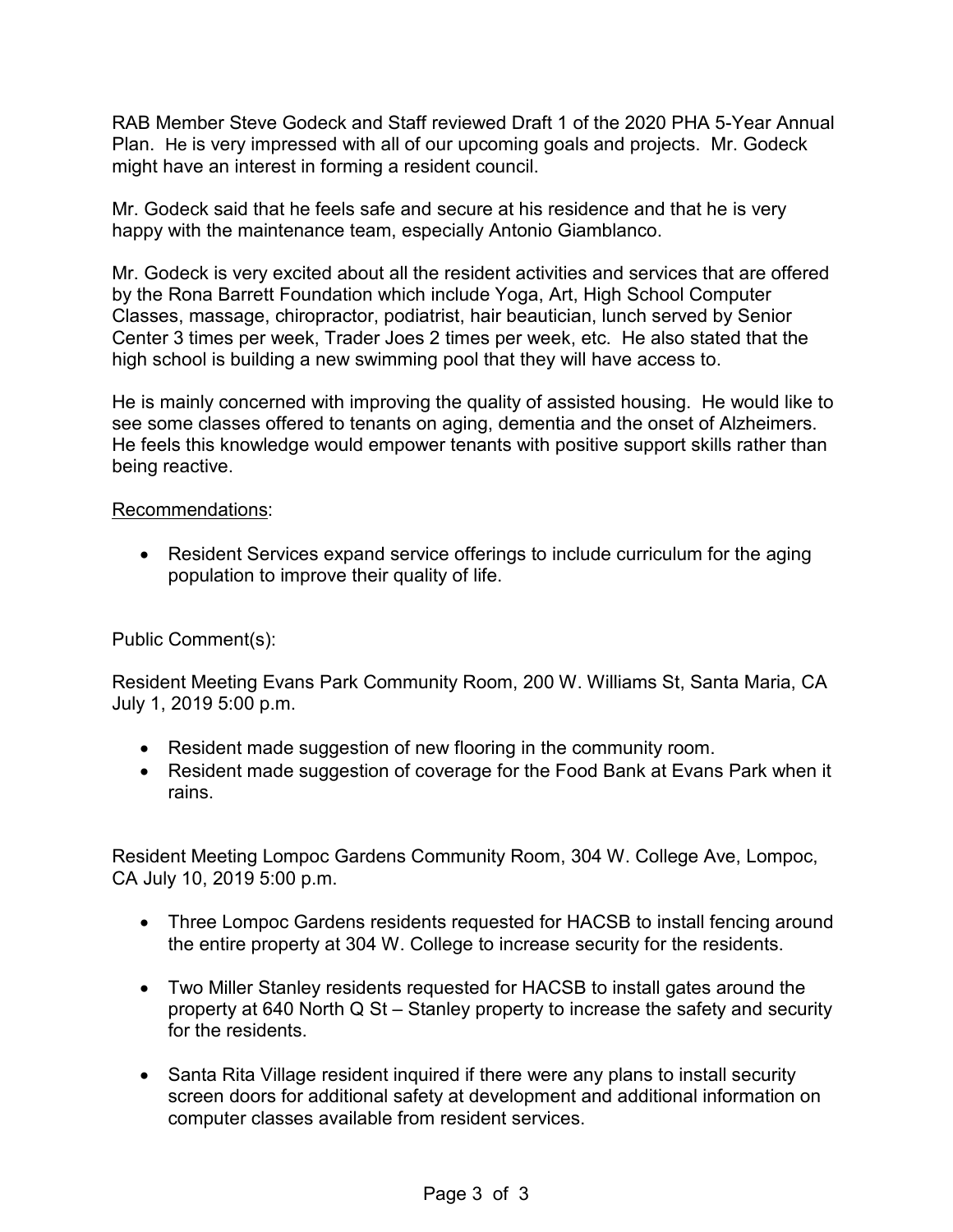RAB Member Steve Godeck and Staff reviewed Draft 1 of the 2020 PHA 5-Year Annual Plan. He is very impressed with all of our upcoming goals and projects. Mr. Godeck might have an interest in forming a resident council.

Mr. Godeck said that he feels safe and secure at his residence and that he is very happy with the maintenance team, especially Antonio Giamblanco.

Mr. Godeck is very excited about all the resident activities and services that are offered by the Rona Barrett Foundation which include Yoga, Art, High School Computer Classes, massage, chiropractor, podiatrist, hair beautician, lunch served by Senior Center 3 times per week, Trader Joes 2 times per week, etc. He also stated that the high school is building a new swimming pool that they will have access to.

He is mainly concerned with improving the quality of assisted housing. He would like to see some classes offered to tenants on aging, dementia and the onset of Alzheimers. He feels this knowledge would empower tenants with positive support skills rather than being reactive.

<u>Recommendations</u>:

- Resident Services expand service offerings to include curriculum for the aging population to improve their quality of life.

Public Comment(s):

Resident Meeting Evans Park Community Room, 200 W. Williams St, Santa Maria, CA July 1, 2019 5:00 p.m.

- Resident made suggestion of new flooring in the community room.
- Resident made suggestion of coverage for the Food Bank at Evans Park when it rains.

Resident Meeting Lompoc Gardens Community Room, 304 W. College Ave, Lompoc, CA July 10, 2019 5:00 p.m.

- Three Lompoc Gardens residents requested for HACSB to install fencing around the entire property at 304 W. College to increase security for the residents.
- Two Miller Stanley residents requested for HACSB to install gates around the property at 640 North Q St – Stanley property to increase the safety and security for the residents.
- Santa Rita Village resident inquired if there were any plans to install security screen doors for additional safety at development and additional information on computer classes available from resident services.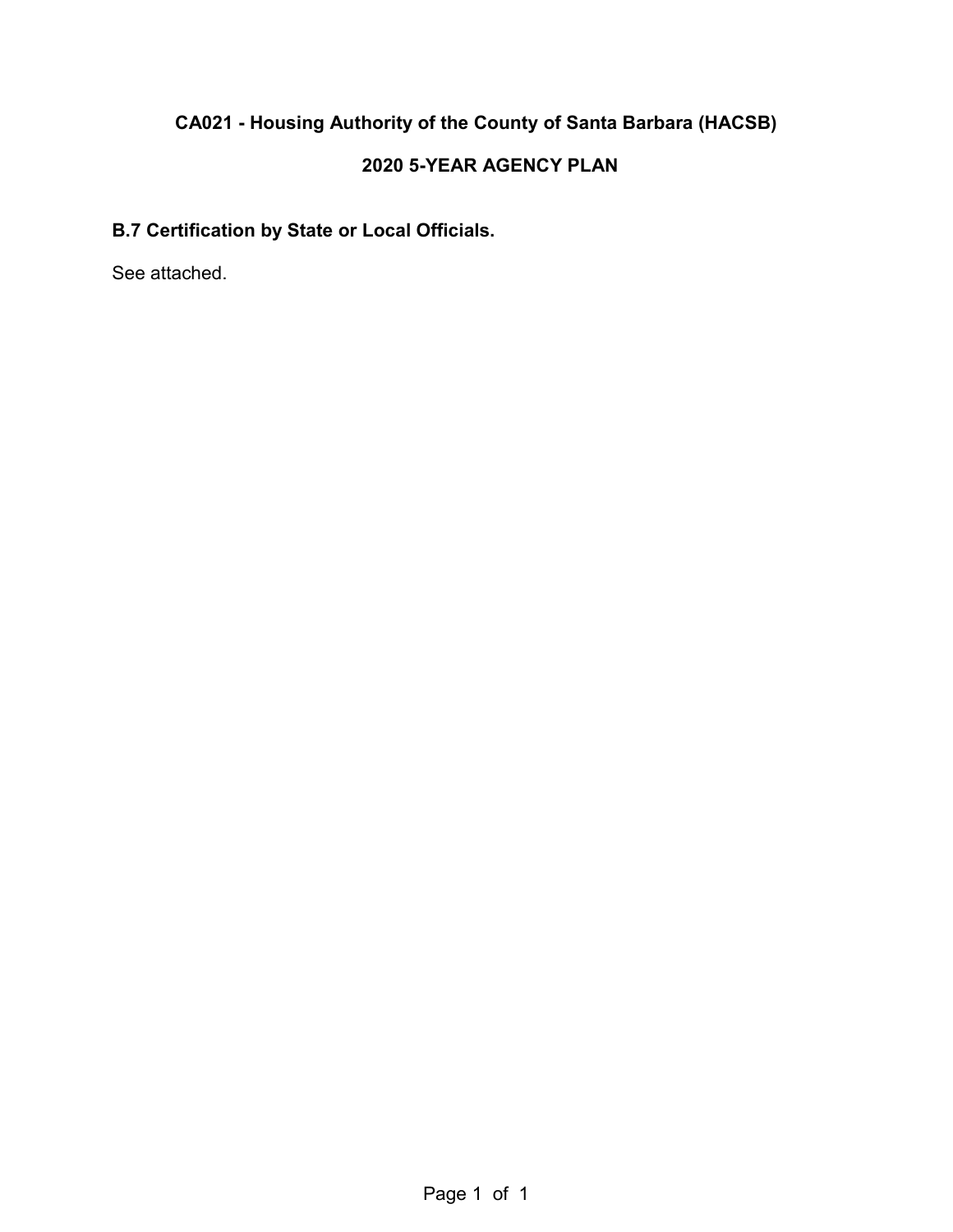# CA021 - Housing Authority of the County of Santa Barbara (HACSB)

## 2020 5-YEAR AGENCY PLAN

### B.7 Certification by State or Local Officials.

See attached.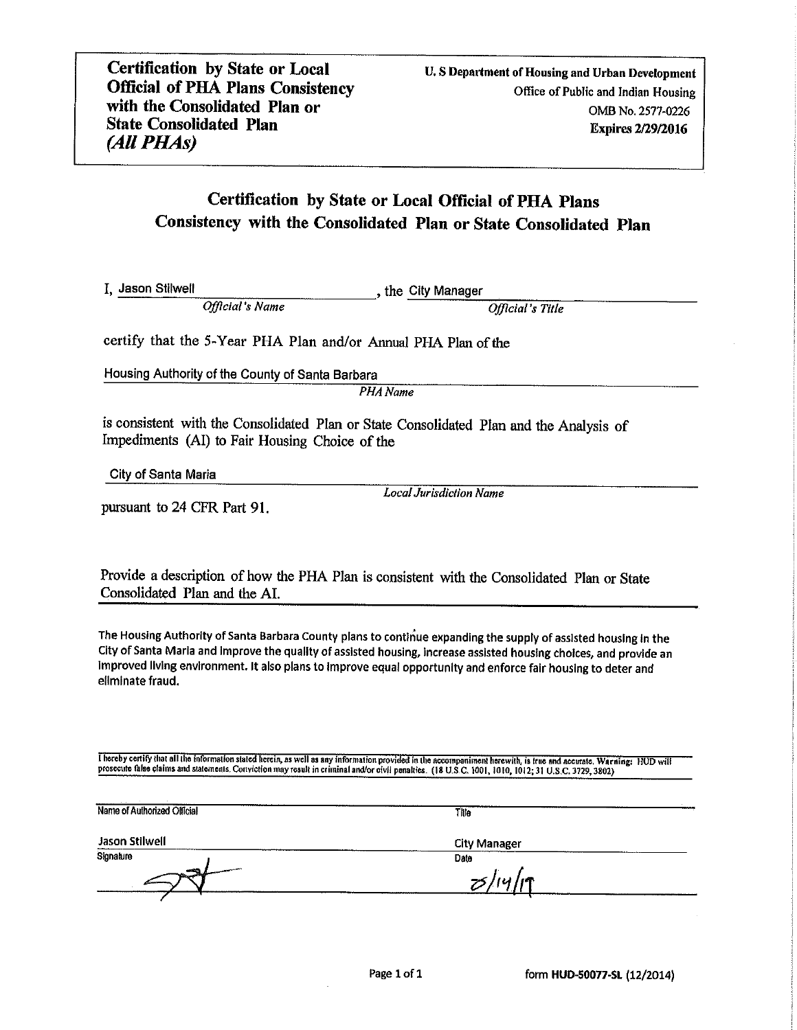**Certification by State or Local Official of PHA Plans Consistency with the Consolidated Plan or State Consolidated Plan**
***(All PHAs)***

**U. S Department of Housing and Urban Development**
Office of Public and Indian Housing
OMB No. 2577-0226
**Expires 2/29/2016**

## Certification by State or Local Official of PHA Plans Consistency with the Consolidated Plan or State Consolidated Plan

I, Jason Stilwell, the City Manager
*Official's Name* *Official's Title*

certify that the 5-Year PHA Plan and/or Annual PHA Plan of the

Housing Authority of the County of Santa Barbara
*PHA Name*

is consistent with the Consolidated Plan or State Consolidated Plan and the Analysis of Impediments (AI) to Fair Housing Choice of the

City of Santa Maria
*Local Jurisdiction Name*

pursuant to 24 CFR Part 91.

Provide a description of how the PHA Plan is consistent with the Consolidated Plan or State Consolidated Plan and the AI.

The Housing Authority of Santa Barbara County plans to continue expanding the supply of assisted housing in the City of Santa Maria and improve the quality of assisted housing, increase assisted housing choices, and provide an improved living environment. It also plans to improve equal opportunity and enforce fair housing to deter and eliminate fraud.

I hereby certify that all the information stated herein, as well as any information provided in the accompaniment herewith, is true and accurate. **Warning:** HUD will prosecute false claims and statements. Conviction may result in criminal and/or civil penalties. (18 U.S.C. 1001, 1010, 1012; 31 U.S.C. 3729, 3802)

| Name of Authorized Official | Title |
|---|---|
| Jason Stilwell | City Manager |
| **Signature** | **Date** |
| [signature] | 05/14/19 |

form HUD-50077-SL (12/2014)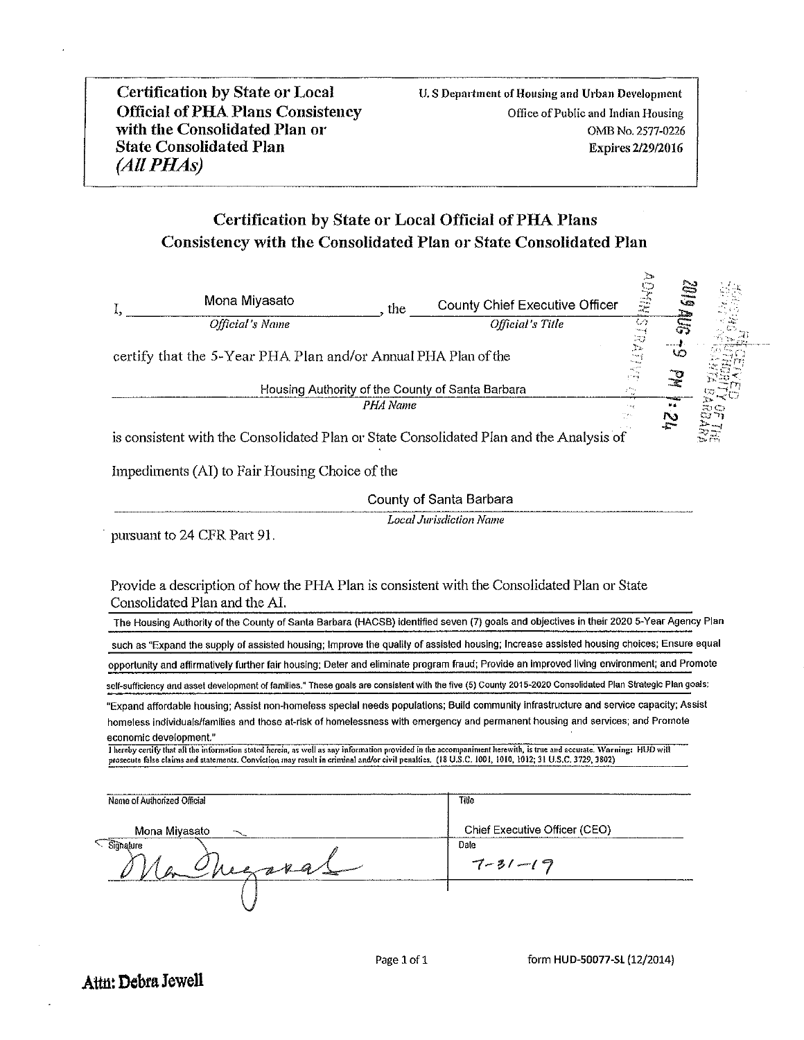**Certification by State or Local Official of PHA Plans Consistency with the Consolidated Plan or State Consolidated Plan**
***(All PHAs)***

**U. S Department of Housing and Urban Development**
Office of Public and Indian Housing
OMB No. 2577-0226
**Expires 2/29/2016**

## Certification by State or Local Official of PHA Plans Consistency with the Consolidated Plan or State Consolidated Plan

I, Mona Miyasato (*Official's Name*), the County Chief Executive Officer (*Official's Title*)

certify that the 5-Year PHA Plan and/or Annual PHA Plan of the

Housing Authority of the County of Santa Barbara (*PHA Name*)

is consistent with the Consolidated Plan or State Consolidated Plan and the Analysis of Impediments (AI) to Fair Housing Choice of the

County of Santa Barbara (*Local Jurisdiction Name*)

pursuant to 24 CFR Part 91.

RECEIVED HOUSING AUTHORITY OF THE COUNTY OF SANTA BARBARA ADMINISTRATIVE 2019 AUG -9 PM 1:24

Provide a description of how the PHA Plan is consistent with the Consolidated Plan or State Consolidated Plan and the AI.

The Housing Authority of the County of Santa Barbara (HACSB) identified seven (7) goals and objectives in their 2020 5-Year Agency Plan such as "Expand the supply of assisted housing; Improve the quality of assisted housing; Increase assisted housing choices; Ensure equal opportunity and affirmatively further fair housing; Deter and eliminate program fraud; Provide an improved living environment; and Promote self-sufficiency and asset development of families." These goals are consistent with the five (5) County 2015-2020 Consolidated Plan Strategic Plan goals: "Expand affordable housing; Assist non-homeless special needs populations; Build community infrastructure and service capacity; Assist homeless individuals/families and those at-risk of homelessness with emergency and permanent housing and services; and Promote economic development."

I hereby certify that all the information stated herein, as well as any information provided in the accompaniment herewith, is true and accurate. Warning: HUD will prosecute false claims and statements. Conviction may result in criminal and/or civil penalties. (18 U.S.C. 1001, 1010, 1012; 31 U.S.C. 3729, 3802)

| Name of Authorized Official | Title |
|---|---|
| Mona Miyasato | Chief Executive Officer (CEO) |
| Signature | Date |
| *[signature]* | 7-31-19 |

form HUD-50077-SL (12/2014)

**Attn: Debra Jewell**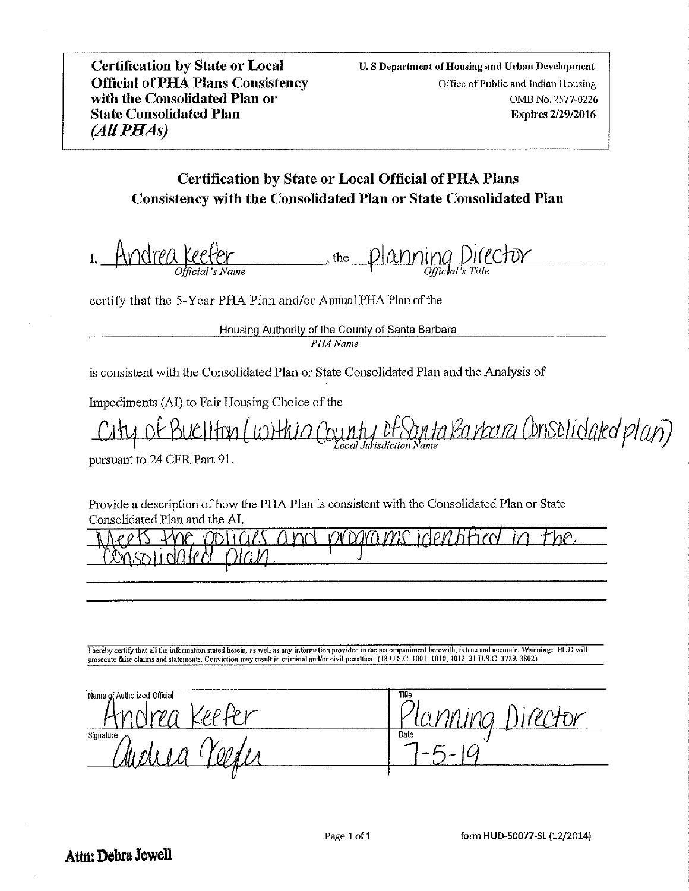**Certification by State or Local Official of PHA Plans Consistency with the Consolidated Plan or State Consolidated Plan**
***(All PHAs)***

**U. S Department of Housing and Urban Development**
Office of Public and Indian Housing
OMB No. 2577-0226
**Expires 2/29/2016**

## Certification by State or Local Official of PHA Plans Consistency with the Consolidated Plan or State Consolidated Plan

I, Andrea Keefer (*Official's Name*), the Planning Director (*Official's Title*)

certify that the 5-Year PHA Plan and/or Annual PHA Plan of the

Housing Authority of the County of Santa Barbara
*PHA Name*

is consistent with the Consolidated Plan or State Consolidated Plan and the Analysis of Impediments (AI) to Fair Housing Choice of the

City of Buellton (within County of Santa Barbara Consolidated plan)
*Local Jurisdiction Name*

pursuant to 24 CFR Part 91.

Provide a description of how the PHA Plan is consistent with the Consolidated Plan or State Consolidated Plan and the AI.

Meets the policies and programs identified in the consolidated plan.

I hereby certify that all the information stated herein, as well as any information provided in the accompaniment herewith, is true and accurate. Warning: HUD will prosecute false claims and statements. Conviction may result in criminal and/or civil penalties. (18 U.S.C. 1001, 1010, 1012; 31 U.S.C. 3729, 3802)

| Name of Authorized Official | Title |
|---|---|
| Andrea Keefer | Planning Director |
| **Signature** | **Date** |
| Andrea Keefer | 7-5-19 |

form HUD-50077-SL (12/2014)

**Attn: Debra Jewell**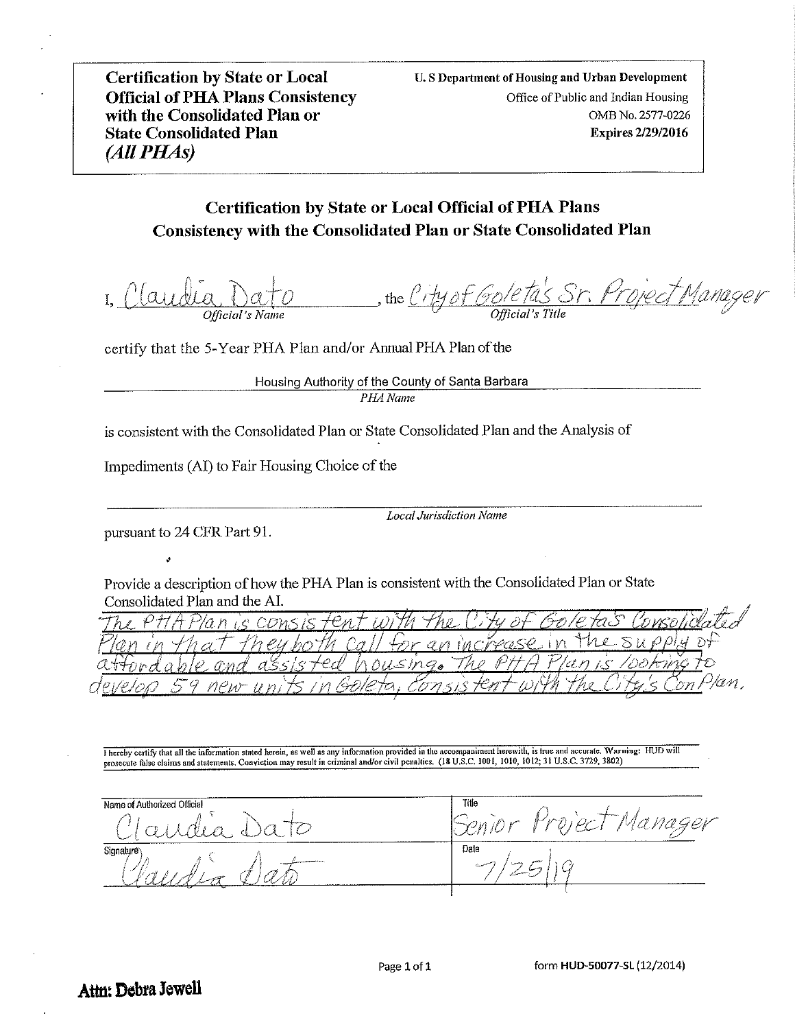**Certification by State or Local Official of PHA Plans Consistency with the Consolidated Plan or State Consolidated Plan**
***(All PHAs)***

**U. S Department of Housing and Urban Development**
Office of Public and Indian Housing
OMB No. 2577-0226
**Expires 2/29/2016**

## Certification by State or Local Official of PHA Plans Consistency with the Consolidated Plan or State Consolidated Plan

I, Claudia Dato (*Official's Name*), the City of Goleta's Sr. Project Manager (*Official's Title*)

certify that the 5-Year PHA Plan and/or Annual PHA Plan of the

Housing Authority of the County of Santa Barbara
*PHA Name*

is consistent with the Consolidated Plan or State Consolidated Plan and the Analysis of Impediments (AI) to Fair Housing Choice of the

_______________________________
*Local Jurisdiction Name*

pursuant to 24 CFR Part 91.

Provide a description of how the PHA Plan is consistent with the Consolidated Plan or State Consolidated Plan and the AI.

The PHA Plan is consistent with the City of Goleta's Consolidated Plan in that they both call for an increase in the supply of affordable and assisted housing. The PHA Plan is looking to develop 59 new units in Goleta, consistent with the City's ConPlan.

I hereby certify that all the information stated herein, as well as any information provided in the accompaniment herewith, is true and accurate. Warning: HUD will prosecute false claims and statements. Conviction may result in criminal and/or civil penalties. (18 U.S.C. 1001, 1010, 1012; 31 U.S.C. 3729, 3802)

| Name of Authorized Official | Title |
|---|---|
| Claudia Dato | Senior Project Manager |
| **Signature** | **Date** |
| Claudia Dato | 7/25/19 |

form HUD-50077-SL (12/2014)

**Attn: Debra Jewell**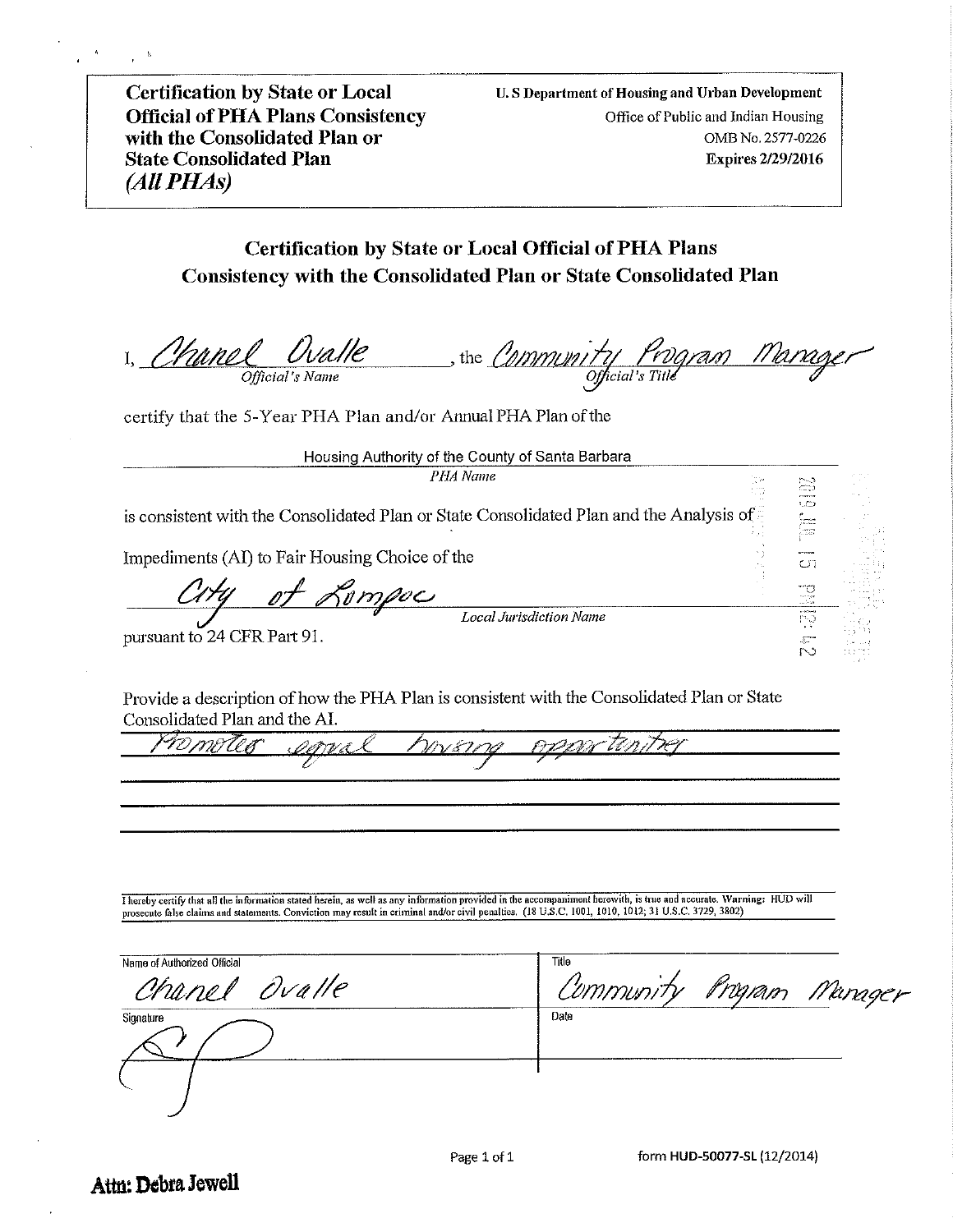**Certification by State or Local Official of PHA Plans Consistency with the Consolidated Plan or State Consolidated Plan**
***(All PHAs)***

**U. S Department of Housing and Urban Development**
Office of Public and Indian Housing
OMB No. 2577-0226
**Expires 2/29/2016**

## Certification by State or Local Official of PHA Plans Consistency with the Consolidated Plan or State Consolidated Plan

I, Chanel Ovalle (*Official's Name*), the Community Program Manager (*Official's Title*)

certify that the 5-Year PHA Plan and/or Annual PHA Plan of the

Housing Authority of the County of Santa Barbara
*PHA Name*

is consistent with the Consolidated Plan or State Consolidated Plan and the Analysis of Impediments (AI) to Fair Housing Choice of the

City of Lompoc
*Local Jurisdiction Name*

pursuant to 24 CFR Part 91.

2019 JUL 15 PM 12:42

Provide a description of how the PHA Plan is consistent with the Consolidated Plan or State Consolidated Plan and the AI.

Promotes equal housing opportunities

I hereby certify that all the information stated herein, as well as any information provided in the accompaniment herewith, is true and accurate. Warning: HUD will prosecute false claims and statements. Conviction may result in criminal and/or civil penalties. (18 U.S.C. 1001, 1010, 1012; 31 U.S.C. 3729, 3802)

| Name of Authorized Official | Title |
|---|---|
| Chanel Ovalle | Community Program Manager |
| **Signature** | **Date** |
| [signature] | |

form HUD-50077-SL (12/2014)

**Attn: Debra Jewell**